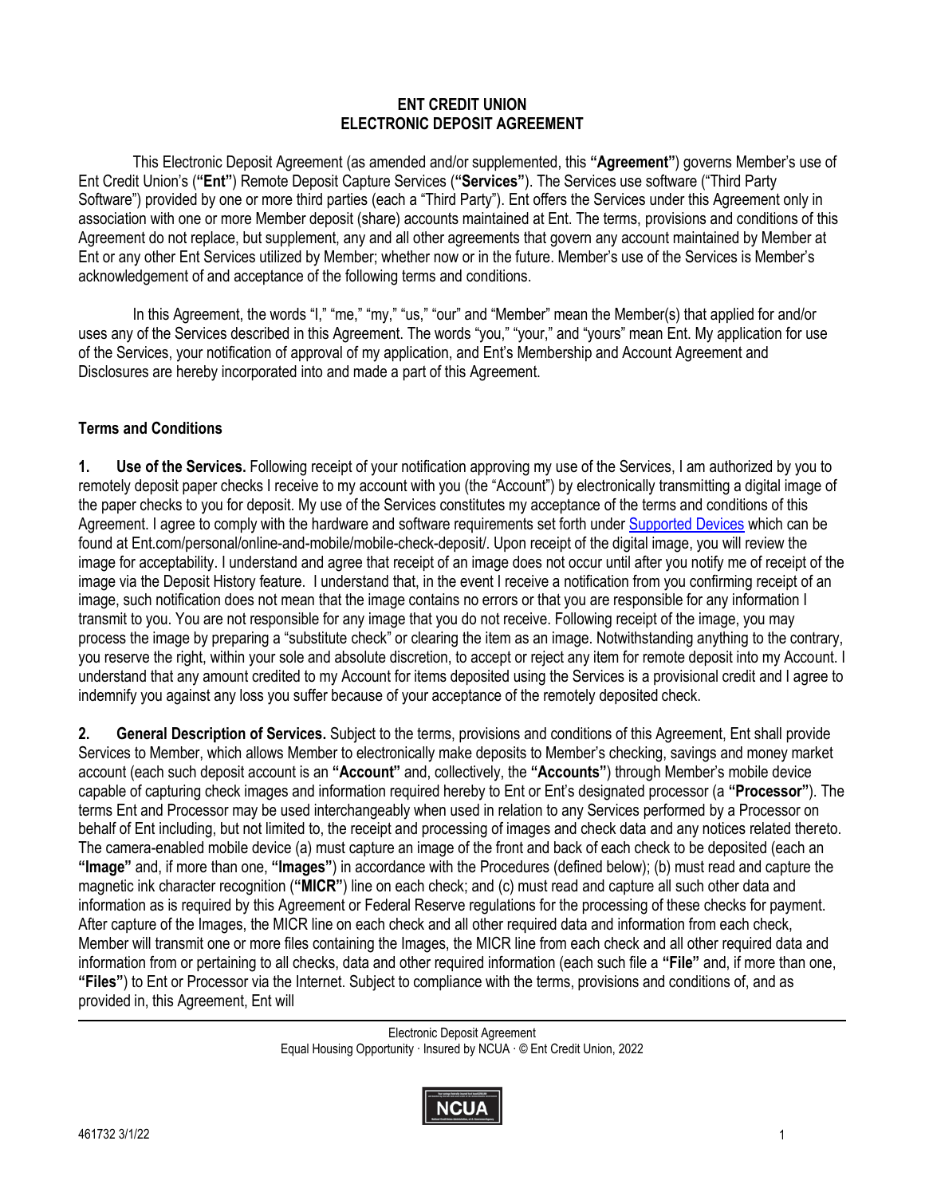# ENT CREDIT UNION
# ELECTRONIC DEPOSIT AGREEMENT

This Electronic Deposit Agreement (as amended and/or supplemented, this **"Agreement"**) governs Member's use of Ent Credit Union's (**"Ent"**) Remote Deposit Capture Services (**"Services"**). The Services use software ("Third Party Software") provided by one or more third parties (each a "Third Party"). Ent offers the Services under this Agreement only in association with one or more Member deposit (share) accounts maintained at Ent. The terms, provisions and conditions of this Agreement do not replace, but supplement, any and all other agreements that govern any account maintained by Member at Ent or any other Ent Services utilized by Member; whether now or in the future. Member's use of the Services is Member's acknowledgement of and acceptance of the following terms and conditions.

In this Agreement, the words "I," "me," "my," "us," "our" and "Member" mean the Member(s) that applied for and/or uses any of the Services described in this Agreement. The words "you," "your," and "yours" mean Ent. My application for use of the Services, your notification of approval of my application, and Ent's Membership and Account Agreement and Disclosures are hereby incorporated into and made a part of this Agreement.

## Terms and Conditions

**1. Use of the Services.** Following receipt of your notification approving my use of the Services, I am authorized by you to remotely deposit paper checks I receive to my account with you (the "Account") by electronically transmitting a digital image of the paper checks to you for deposit. My use of the Services constitutes my acceptance of the terms and conditions of this Agreement. I agree to comply with the hardware and software requirements set forth under Supported Devices which can be found at Ent.com/personal/online-and-mobile/mobile-check-deposit/. Upon receipt of the digital image, you will review the image for acceptability. I understand and agree that receipt of an image does not occur until after you notify me of receipt of the image via the Deposit History feature. I understand that, in the event I receive a notification from you confirming receipt of an image, such notification does not mean that the image contains no errors or that you are responsible for any information I transmit to you. You are not responsible for any image that you do not receive. Following receipt of the image, you may process the image by preparing a "substitute check" or clearing the item as an image. Notwithstanding anything to the contrary, you reserve the right, within your sole and absolute discretion, to accept or reject any item for remote deposit into my Account. I understand that any amount credited to my Account for items deposited using the Services is a provisional credit and I agree to indemnify you against any loss you suffer because of your acceptance of the remotely deposited check.

**2. General Description of Services.** Subject to the terms, provisions and conditions of this Agreement, Ent shall provide Services to Member, which allows Member to electronically make deposits to Member's checking, savings and money market account (each such deposit account is an **"Account"** and, collectively, the **"Accounts"**) through Member's mobile device capable of capturing check images and information required hereby to Ent or Ent's designated processor (a **"Processor"**). The terms Ent and Processor may be used interchangeably when used in relation to any Services performed by a Processor on behalf of Ent including, but not limited to, the receipt and processing of images and check data and any notices related thereto. The camera-enabled mobile device (a) must capture an image of the front and back of each check to be deposited (each an **"Image"** and, if more than one, **"Images"**) in accordance with the Procedures (defined below); (b) must read and capture the magnetic ink character recognition (**"MICR"**) line on each check; and (c) must read and capture all such other data and information as is required by this Agreement or Federal Reserve regulations for the processing of these checks for payment. After capture of the Images, the MICR line on each check and all other required data and information from each check, Member will transmit one or more files containing the Images, the MICR line from each check and all other required data and information from or pertaining to all checks, data and other required information (each such file a **"File"** and, if more than one, **"Files"**) to Ent or Processor via the Internet. Subject to compliance with the terms, provisions and conditions of, and as provided in, this Agreement, Ent will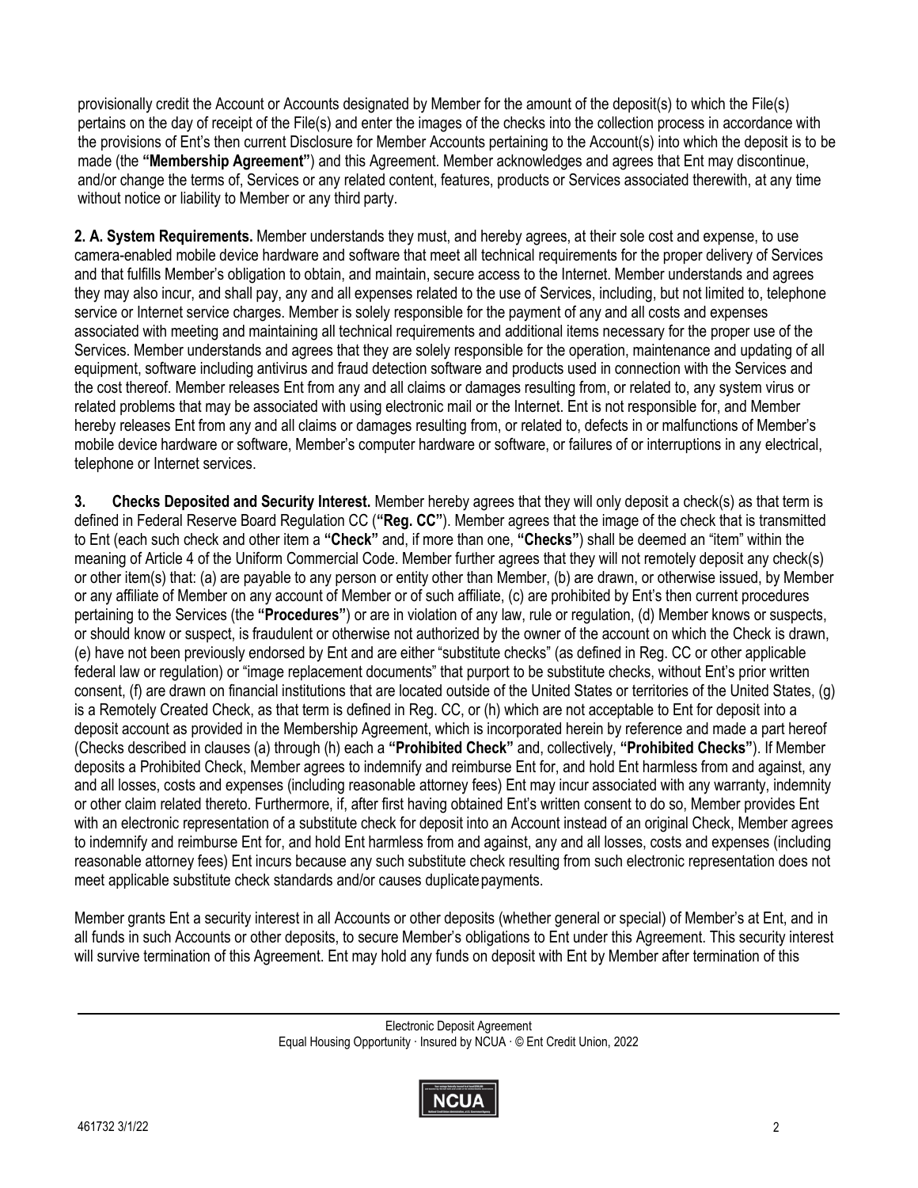provisionally credit the Account or Accounts designated by Member for the amount of the deposit(s) to which the File(s) pertains on the day of receipt of the File(s) and enter the images of the checks into the collection process in accordance with the provisions of Ent's then current Disclosure for Member Accounts pertaining to the Account(s) into which the deposit is to be made (the **"Membership Agreement"**) and this Agreement. Member acknowledges and agrees that Ent may discontinue, and/or change the terms of, Services or any related content, features, products or Services associated therewith, at any time without notice or liability to Member or any third party.

**2. A. System Requirements.** Member understands they must, and hereby agrees, at their sole cost and expense, to use camera-enabled mobile device hardware and software that meet all technical requirements for the proper delivery of Services and that fulfills Member's obligation to obtain, and maintain, secure access to the Internet. Member understands and agrees they may also incur, and shall pay, any and all expenses related to the use of Services, including, but not limited to, telephone service or Internet service charges. Member is solely responsible for the payment of any and all costs and expenses associated with meeting and maintaining all technical requirements and additional items necessary for the proper use of the Services. Member understands and agrees that they are solely responsible for the operation, maintenance and updating of all equipment, software including antivirus and fraud detection software and products used in connection with the Services and the cost thereof. Member releases Ent from any and all claims or damages resulting from, or related to, any system virus or related problems that may be associated with using electronic mail or the Internet. Ent is not responsible for, and Member hereby releases Ent from any and all claims or damages resulting from, or related to, defects in or malfunctions of Member's mobile device hardware or software, Member's computer hardware or software, or failures of or interruptions in any electrical, telephone or Internet services.

**3. Checks Deposited and Security Interest.** Member hereby agrees that they will only deposit a check(s) as that term is defined in Federal Reserve Board Regulation CC (**"Reg. CC"**). Member agrees that the image of the check that is transmitted to Ent (each such check and other item a **"Check"** and, if more than one, **"Checks"**) shall be deemed an "item" within the meaning of Article 4 of the Uniform Commercial Code. Member further agrees that they will not remotely deposit any check(s) or other item(s) that: (a) are payable to any person or entity other than Member, (b) are drawn, or otherwise issued, by Member or any affiliate of Member on any account of Member or of such affiliate, (c) are prohibited by Ent's then current procedures pertaining to the Services (the **"Procedures"**) or are in violation of any law, rule or regulation, (d) Member knows or suspects, or should know or suspect, is fraudulent or otherwise not authorized by the owner of the account on which the Check is drawn, (e) have not been previously endorsed by Ent and are either "substitute checks" (as defined in Reg. CC or other applicable federal law or regulation) or "image replacement documents" that purport to be substitute checks, without Ent's prior written consent, (f) are drawn on financial institutions that are located outside of the United States or territories of the United States, (g) is a Remotely Created Check, as that term is defined in Reg. CC, or (h) which are not acceptable to Ent for deposit into a deposit account as provided in the Membership Agreement, which is incorporated herein by reference and made a part hereof (Checks described in clauses (a) through (h) each a **"Prohibited Check"** and, collectively, **"Prohibited Checks"**). If Member deposits a Prohibited Check, Member agrees to indemnify and reimburse Ent for, and hold Ent harmless from and against, any and all losses, costs and expenses (including reasonable attorney fees) Ent may incur associated with any warranty, indemnity or other claim related thereto. Furthermore, if, after first having obtained Ent's written consent to do so, Member provides Ent with an electronic representation of a substitute check for deposit into an Account instead of an original Check, Member agrees to indemnify and reimburse Ent for, and hold Ent harmless from and against, any and all losses, costs and expenses (including reasonable attorney fees) Ent incurs because any such substitute check resulting from such electronic representation does not meet applicable substitute check standards and/or causes duplicate payments.

Member grants Ent a security interest in all Accounts or other deposits (whether general or special) of Member's at Ent, and in all funds in such Accounts or other deposits, to secure Member's obligations to Ent under this Agreement. This security interest will survive termination of this Agreement. Ent may hold any funds on deposit with Ent by Member after termination of this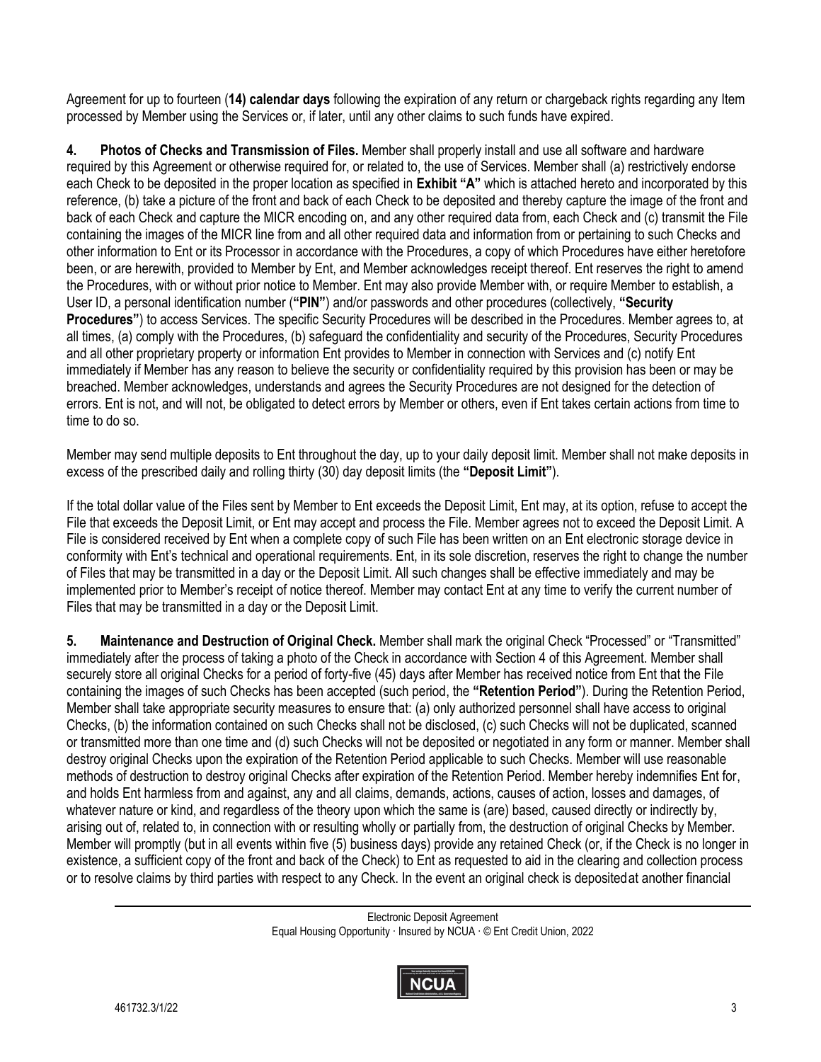Agreement for up to fourteen (**14) calendar days** following the expiration of any return or chargeback rights regarding any Item processed by Member using the Services or, if later, until any other claims to such funds have expired.

**4. Photos of Checks and Transmission of Files.** Member shall properly install and use all software and hardware required by this Agreement or otherwise required for, or related to, the use of Services. Member shall (a) restrictively endorse each Check to be deposited in the proper location as specified in **Exhibit "A"** which is attached hereto and incorporated by this reference, (b) take a picture of the front and back of each Check to be deposited and thereby capture the image of the front and back of each Check and capture the MICR encoding on, and any other required data from, each Check and (c) transmit the File containing the images of the MICR line from and all other required data and information from or pertaining to such Checks and other information to Ent or its Processor in accordance with the Procedures, a copy of which Procedures have either heretofore been, or are herewith, provided to Member by Ent, and Member acknowledges receipt thereof. Ent reserves the right to amend the Procedures, with or without prior notice to Member. Ent may also provide Member with, or require Member to establish, a User ID, a personal identification number (**"PIN"**) and/or passwords and other procedures (collectively, **"Security Procedures"**) to access Services. The specific Security Procedures will be described in the Procedures. Member agrees to, at all times, (a) comply with the Procedures, (b) safeguard the confidentiality and security of the Procedures, Security Procedures and all other proprietary property or information Ent provides to Member in connection with Services and (c) notify Ent immediately if Member has any reason to believe the security or confidentiality required by this provision has been or may be breached. Member acknowledges, understands and agrees the Security Procedures are not designed for the detection of errors. Ent is not, and will not, be obligated to detect errors by Member or others, even if Ent takes certain actions from time to time to do so.

Member may send multiple deposits to Ent throughout the day, up to your daily deposit limit. Member shall not make deposits in excess of the prescribed daily and rolling thirty (30) day deposit limits (the **"Deposit Limit"**).

If the total dollar value of the Files sent by Member to Ent exceeds the Deposit Limit, Ent may, at its option, refuse to accept the File that exceeds the Deposit Limit, or Ent may accept and process the File. Member agrees not to exceed the Deposit Limit. A File is considered received by Ent when a complete copy of such File has been written on an Ent electronic storage device in conformity with Ent's technical and operational requirements. Ent, in its sole discretion, reserves the right to change the number of Files that may be transmitted in a day or the Deposit Limit. All such changes shall be effective immediately and may be implemented prior to Member's receipt of notice thereof. Member may contact Ent at any time to verify the current number of Files that may be transmitted in a day or the Deposit Limit.

**5. Maintenance and Destruction of Original Check.** Member shall mark the original Check "Processed" or "Transmitted" immediately after the process of taking a photo of the Check in accordance with Section 4 of this Agreement. Member shall securely store all original Checks for a period of forty-five (45) days after Member has received notice from Ent that the File containing the images of such Checks has been accepted (such period, the **"Retention Period"**). During the Retention Period, Member shall take appropriate security measures to ensure that: (a) only authorized personnel shall have access to original Checks, (b) the information contained on such Checks shall not be disclosed, (c) such Checks will not be duplicated, scanned or transmitted more than one time and (d) such Checks will not be deposited or negotiated in any form or manner. Member shall destroy original Checks upon the expiration of the Retention Period applicable to such Checks. Member will use reasonable methods of destruction to destroy original Checks after expiration of the Retention Period. Member hereby indemnifies Ent for, and holds Ent harmless from and against, any and all claims, demands, actions, causes of action, losses and damages, of whatever nature or kind, and regardless of the theory upon which the same is (are) based, caused directly or indirectly by, arising out of, related to, in connection with or resulting wholly or partially from, the destruction of original Checks by Member. Member will promptly (but in all events within five (5) business days) provide any retained Check (or, if the Check is no longer in existence, a sufficient copy of the front and back of the Check) to Ent as requested to aid in the clearing and collection process or to resolve claims by third parties with respect to any Check. In the event an original check is deposited at another financial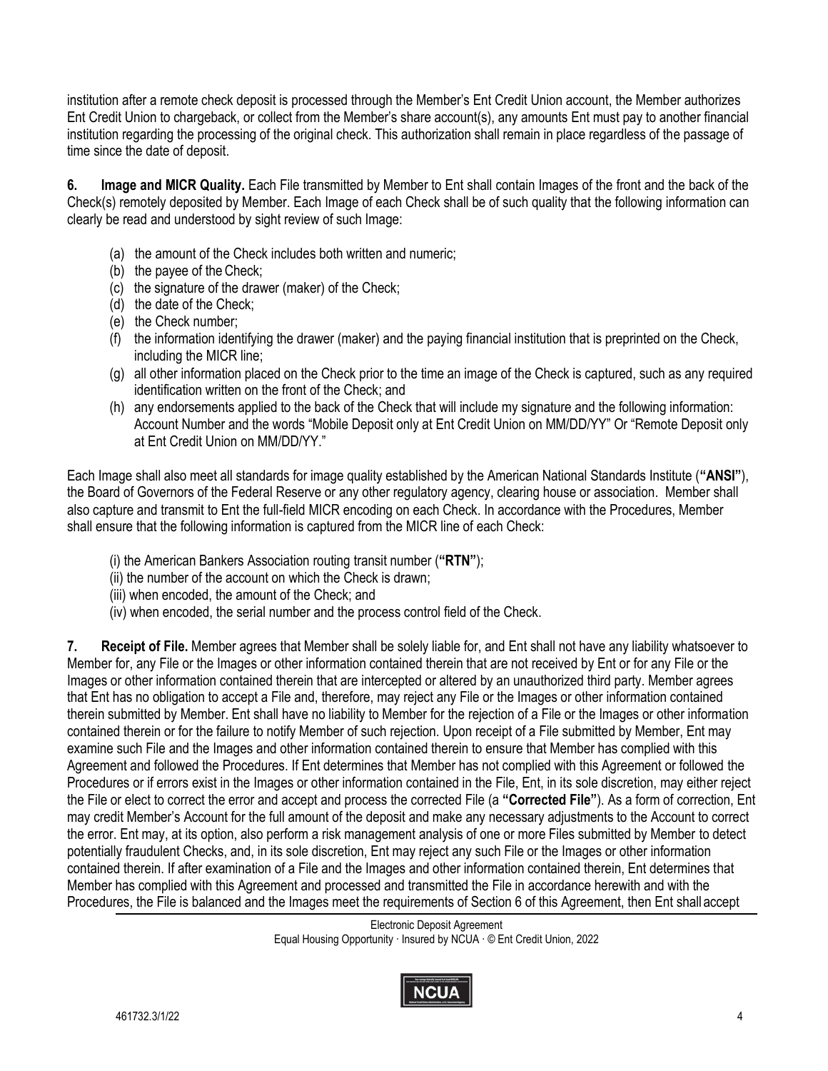institution after a remote check deposit is processed through the Member's Ent Credit Union account, the Member authorizes Ent Credit Union to chargeback, or collect from the Member's share account(s), any amounts Ent must pay to another financial institution regarding the processing of the original check. This authorization shall remain in place regardless of the passage of time since the date of deposit.

**6. Image and MICR Quality.** Each File transmitted by Member to Ent shall contain Images of the front and the back of the Check(s) remotely deposited by Member. Each Image of each Check shall be of such quality that the following information can clearly be read and understood by sight review of such Image:

(a) the amount of the Check includes both written and numeric;
(b) the payee of the Check;
(c) the signature of the drawer (maker) of the Check;
(d) the date of the Check;
(e) the Check number;
(f) the information identifying the drawer (maker) and the paying financial institution that is preprinted on the Check, including the MICR line;
(g) all other information placed on the Check prior to the time an image of the Check is captured, such as any required identification written on the front of the Check; and
(h) any endorsements applied to the back of the Check that will include my signature and the following information: Account Number and the words "Mobile Deposit only at Ent Credit Union on MM/DD/YY" Or "Remote Deposit only at Ent Credit Union on MM/DD/YY."

Each Image shall also meet all standards for image quality established by the American National Standards Institute (**"ANSI"**), the Board of Governors of the Federal Reserve or any other regulatory agency, clearing house or association. Member shall also capture and transmit to Ent the full-field MICR encoding on each Check. In accordance with the Procedures, Member shall ensure that the following information is captured from the MICR line of each Check:

(i) the American Bankers Association routing transit number (**"RTN"**);
(ii) the number of the account on which the Check is drawn;
(iii) when encoded, the amount of the Check; and
(iv) when encoded, the serial number and the process control field of the Check.

**7. Receipt of File.** Member agrees that Member shall be solely liable for, and Ent shall not have any liability whatsoever to Member for, any File or the Images or other information contained therein that are not received by Ent or for any File or the Images or other information contained therein that are intercepted or altered by an unauthorized third party. Member agrees that Ent has no obligation to accept a File and, therefore, may reject any File or the Images or other information contained therein submitted by Member. Ent shall have no liability to Member for the rejection of a File or the Images or other information contained therein or for the failure to notify Member of such rejection. Upon receipt of a File submitted by Member, Ent may examine such File and the Images and other information contained therein to ensure that Member has complied with this Agreement and followed the Procedures. If Ent determines that Member has not complied with this Agreement or followed the Procedures or if errors exist in the Images or other information contained in the File, Ent, in its sole discretion, may either reject the File or elect to correct the error and accept and process the corrected File (a **"Corrected File"**). As a form of correction, Ent may credit Member's Account for the full amount of the deposit and make any necessary adjustments to the Account to correct the error. Ent may, at its option, also perform a risk management analysis of one or more Files submitted by Member to detect potentially fraudulent Checks, and, in its sole discretion, Ent may reject any such File or the Images or other information contained therein. If after examination of a File and the Images and other information contained therein, Ent determines that Member has complied with this Agreement and processed and transmitted the File in accordance herewith and with the Procedures, the File is balanced and the Images meet the requirements of Section 6 of this Agreement, then Ent shall accept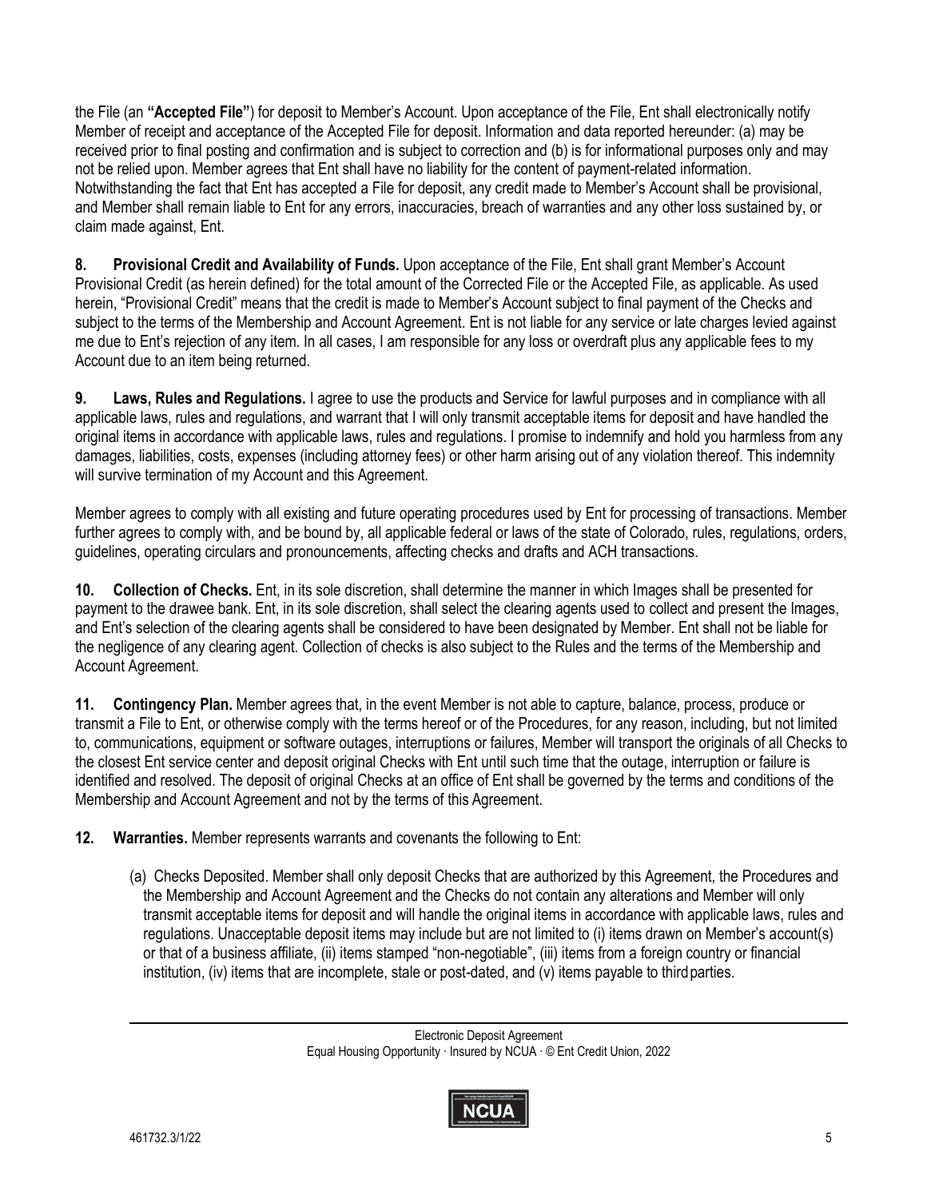the File (an **"Accepted File"**) for deposit to Member's Account. Upon acceptance of the File, Ent shall electronically notify Member of receipt and acceptance of the Accepted File for deposit. Information and data reported hereunder: (a) may be received prior to final posting and confirmation and is subject to correction and (b) is for informational purposes only and may not be relied upon. Member agrees that Ent shall have no liability for the content of payment-related information. Notwithstanding the fact that Ent has accepted a File for deposit, any credit made to Member's Account shall be provisional, and Member shall remain liable to Ent for any errors, inaccuracies, breach of warranties and any other loss sustained by, or claim made against, Ent.

**8. Provisional Credit and Availability of Funds.** Upon acceptance of the File, Ent shall grant Member's Account Provisional Credit (as herein defined) for the total amount of the Corrected File or the Accepted File, as applicable. As used herein, "Provisional Credit" means that the credit is made to Member's Account subject to final payment of the Checks and subject to the terms of the Membership and Account Agreement. Ent is not liable for any service or late charges levied against me due to Ent's rejection of any item. In all cases, I am responsible for any loss or overdraft plus any applicable fees to my Account due to an item being returned.

**9. Laws, Rules and Regulations.** I agree to use the products and Service for lawful purposes and in compliance with all applicable laws, rules and regulations, and warrant that I will only transmit acceptable items for deposit and have handled the original items in accordance with applicable laws, rules and regulations. I promise to indemnify and hold you harmless from any damages, liabilities, costs, expenses (including attorney fees) or other harm arising out of any violation thereof. This indemnity will survive termination of my Account and this Agreement.

Member agrees to comply with all existing and future operating procedures used by Ent for processing of transactions. Member further agrees to comply with, and be bound by, all applicable federal or laws of the state of Colorado, rules, regulations, orders, guidelines, operating circulars and pronouncements, affecting checks and drafts and ACH transactions.

**10. Collection of Checks.** Ent, in its sole discretion, shall determine the manner in which Images shall be presented for payment to the drawee bank. Ent, in its sole discretion, shall select the clearing agents used to collect and present the Images, and Ent's selection of the clearing agents shall be considered to have been designated by Member. Ent shall not be liable for the negligence of any clearing agent. Collection of checks is also subject to the Rules and the terms of the Membership and Account Agreement.

**11. Contingency Plan.** Member agrees that, in the event Member is not able to capture, balance, process, produce or transmit a File to Ent, or otherwise comply with the terms hereof or of the Procedures, for any reason, including, but not limited to, communications, equipment or software outages, interruptions or failures, Member will transport the originals of all Checks to the closest Ent service center and deposit original Checks with Ent until such time that the outage, interruption or failure is identified and resolved. The deposit of original Checks at an office of Ent shall be governed by the terms and conditions of the Membership and Account Agreement and not by the terms of this Agreement.

**12. Warranties.** Member represents warrants and covenants the following to Ent:

(a) Checks Deposited. Member shall only deposit Checks that are authorized by this Agreement, the Procedures and the Membership and Account Agreement and the Checks do not contain any alterations and Member will only transmit acceptable items for deposit and will handle the original items in accordance with applicable laws, rules and regulations. Unacceptable deposit items may include but are not limited to (i) items drawn on Member's account(s) or that of a business affiliate, (ii) items stamped "non-negotiable", (iii) items from a foreign country or financial institution, (iv) items that are incomplete, stale or post-dated, and (v) items payable to third parties.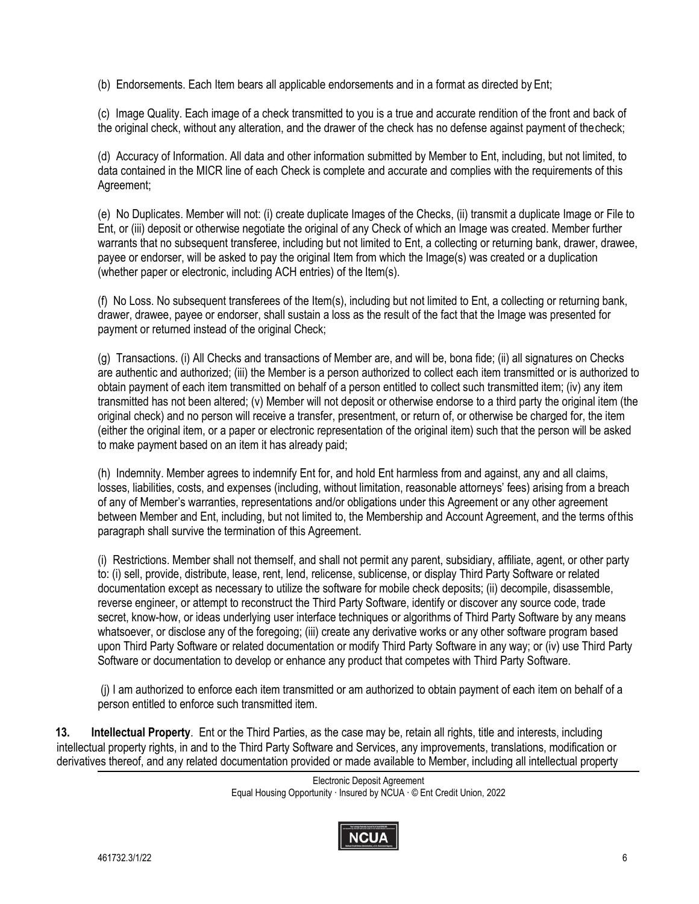(b) Endorsements. Each Item bears all applicable endorsements and in a format as directed by Ent;

(c) Image Quality. Each image of a check transmitted to you is a true and accurate rendition of the front and back of the original check, without any alteration, and the drawer of the check has no defense against payment of the check;

(d) Accuracy of Information. All data and other information submitted by Member to Ent, including, but not limited, to data contained in the MICR line of each Check is complete and accurate and complies with the requirements of this Agreement;

(e) No Duplicates. Member will not: (i) create duplicate Images of the Checks, (ii) transmit a duplicate Image or File to Ent, or (iii) deposit or otherwise negotiate the original of any Check of which an Image was created. Member further warrants that no subsequent transferee, including but not limited to Ent, a collecting or returning bank, drawer, drawee, payee or endorser, will be asked to pay the original Item from which the Image(s) was created or a duplication (whether paper or electronic, including ACH entries) of the Item(s).

(f) No Loss. No subsequent transferees of the Item(s), including but not limited to Ent, a collecting or returning bank, drawer, drawee, payee or endorser, shall sustain a loss as the result of the fact that the Image was presented for payment or returned instead of the original Check;

(g) Transactions. (i) All Checks and transactions of Member are, and will be, bona fide; (ii) all signatures on Checks are authentic and authorized; (iii) the Member is a person authorized to collect each item transmitted or is authorized to obtain payment of each item transmitted on behalf of a person entitled to collect such transmitted item; (iv) any item transmitted has not been altered; (v) Member will not deposit or otherwise endorse to a third party the original item (the original check) and no person will receive a transfer, presentment, or return of, or otherwise be charged for, the item (either the original item, or a paper or electronic representation of the original item) such that the person will be asked to make payment based on an item it has already paid;

(h) Indemnity. Member agrees to indemnify Ent for, and hold Ent harmless from and against, any and all claims, losses, liabilities, costs, and expenses (including, without limitation, reasonable attorneys' fees) arising from a breach of any of Member's warranties, representations and/or obligations under this Agreement or any other agreement between Member and Ent, including, but not limited to, the Membership and Account Agreement, and the terms of this paragraph shall survive the termination of this Agreement.

(i) Restrictions. Member shall not themself, and shall not permit any parent, subsidiary, affiliate, agent, or other party to: (i) sell, provide, distribute, lease, rent, lend, relicense, sublicense, or display Third Party Software or related documentation except as necessary to utilize the software for mobile check deposits; (ii) decompile, disassemble, reverse engineer, or attempt to reconstruct the Third Party Software, identify or discover any source code, trade secret, know-how, or ideas underlying user interface techniques or algorithms of Third Party Software by any means whatsoever, or disclose any of the foregoing; (iii) create any derivative works or any other software program based upon Third Party Software or related documentation or modify Third Party Software in any way; or (iv) use Third Party Software or documentation to develop or enhance any product that competes with Third Party Software.

(j) I am authorized to enforce each item transmitted or am authorized to obtain payment of each item on behalf of a person entitled to enforce such transmitted item.

**13. Intellectual Property**. Ent or the Third Parties, as the case may be, retain all rights, title and interests, including intellectual property rights, in and to the Third Party Software and Services, any improvements, translations, modification or derivatives thereof, and any related documentation provided or made available to Member, including all intellectual property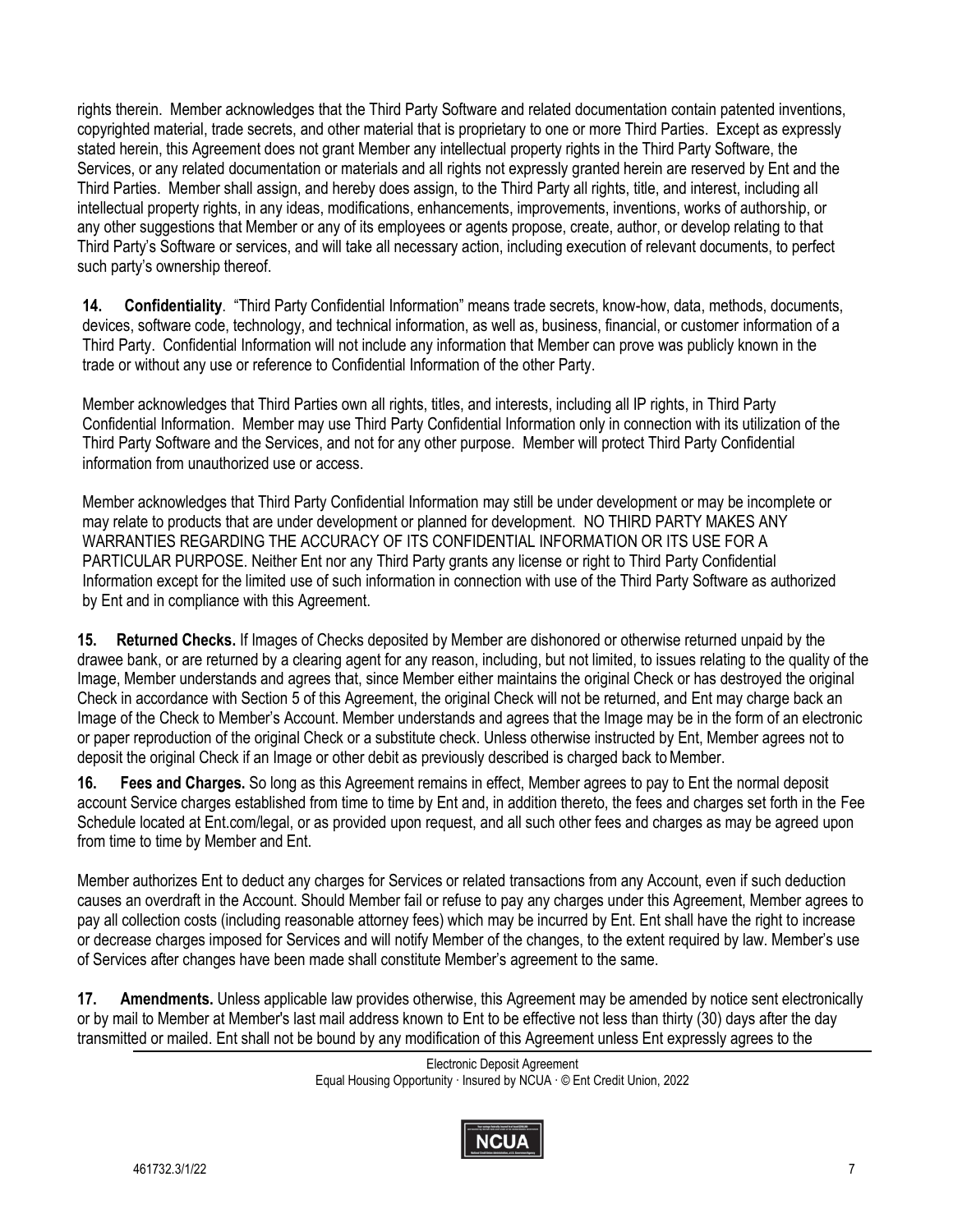rights therein. Member acknowledges that the Third Party Software and related documentation contain patented inventions, copyrighted material, trade secrets, and other material that is proprietary to one or more Third Parties. Except as expressly stated herein, this Agreement does not grant Member any intellectual property rights in the Third Party Software, the Services, or any related documentation or materials and all rights not expressly granted herein are reserved by Ent and the Third Parties. Member shall assign, and hereby does assign, to the Third Party all rights, title, and interest, including all intellectual property rights, in any ideas, modifications, enhancements, improvements, inventions, works of authorship, or any other suggestions that Member or any of its employees or agents propose, create, author, or develop relating to that Third Party's Software or services, and will take all necessary action, including execution of relevant documents, to perfect such party's ownership thereof.

**14. Confidentiality**. "Third Party Confidential Information" means trade secrets, know-how, data, methods, documents, devices, software code, technology, and technical information, as well as, business, financial, or customer information of a Third Party. Confidential Information will not include any information that Member can prove was publicly known in the trade or without any use or reference to Confidential Information of the other Party.

Member acknowledges that Third Parties own all rights, titles, and interests, including all IP rights, in Third Party Confidential Information. Member may use Third Party Confidential Information only in connection with its utilization of the Third Party Software and the Services, and not for any other purpose. Member will protect Third Party Confidential information from unauthorized use or access.

Member acknowledges that Third Party Confidential Information may still be under development or may be incomplete or may relate to products that are under development or planned for development. NO THIRD PARTY MAKES ANY WARRANTIES REGARDING THE ACCURACY OF ITS CONFIDENTIAL INFORMATION OR ITS USE FOR A PARTICULAR PURPOSE. Neither Ent nor any Third Party grants any license or right to Third Party Confidential Information except for the limited use of such information in connection with use of the Third Party Software as authorized by Ent and in compliance with this Agreement.

**15. Returned Checks.** If Images of Checks deposited by Member are dishonored or otherwise returned unpaid by the drawee bank, or are returned by a clearing agent for any reason, including, but not limited, to issues relating to the quality of the Image, Member understands and agrees that, since Member either maintains the original Check or has destroyed the original Check in accordance with Section 5 of this Agreement, the original Check will not be returned, and Ent may charge back an Image of the Check to Member's Account. Member understands and agrees that the Image may be in the form of an electronic or paper reproduction of the original Check or a substitute check. Unless otherwise instructed by Ent, Member agrees not to deposit the original Check if an Image or other debit as previously described is charged back to Member.

**16. Fees and Charges.** So long as this Agreement remains in effect, Member agrees to pay to Ent the normal deposit account Service charges established from time to time by Ent and, in addition thereto, the fees and charges set forth in the Fee Schedule located at Ent.com/legal, or as provided upon request, and all such other fees and charges as may be agreed upon from time to time by Member and Ent.

Member authorizes Ent to deduct any charges for Services or related transactions from any Account, even if such deduction causes an overdraft in the Account. Should Member fail or refuse to pay any charges under this Agreement, Member agrees to pay all collection costs (including reasonable attorney fees) which may be incurred by Ent. Ent shall have the right to increase or decrease charges imposed for Services and will notify Member of the changes, to the extent required by law. Member's use of Services after changes have been made shall constitute Member's agreement to the same.

**17. Amendments.** Unless applicable law provides otherwise, this Agreement may be amended by notice sent electronically or by mail to Member at Member's last mail address known to Ent to be effective not less than thirty (30) days after the day transmitted or mailed. Ent shall not be bound by any modification of this Agreement unless Ent expressly agrees to the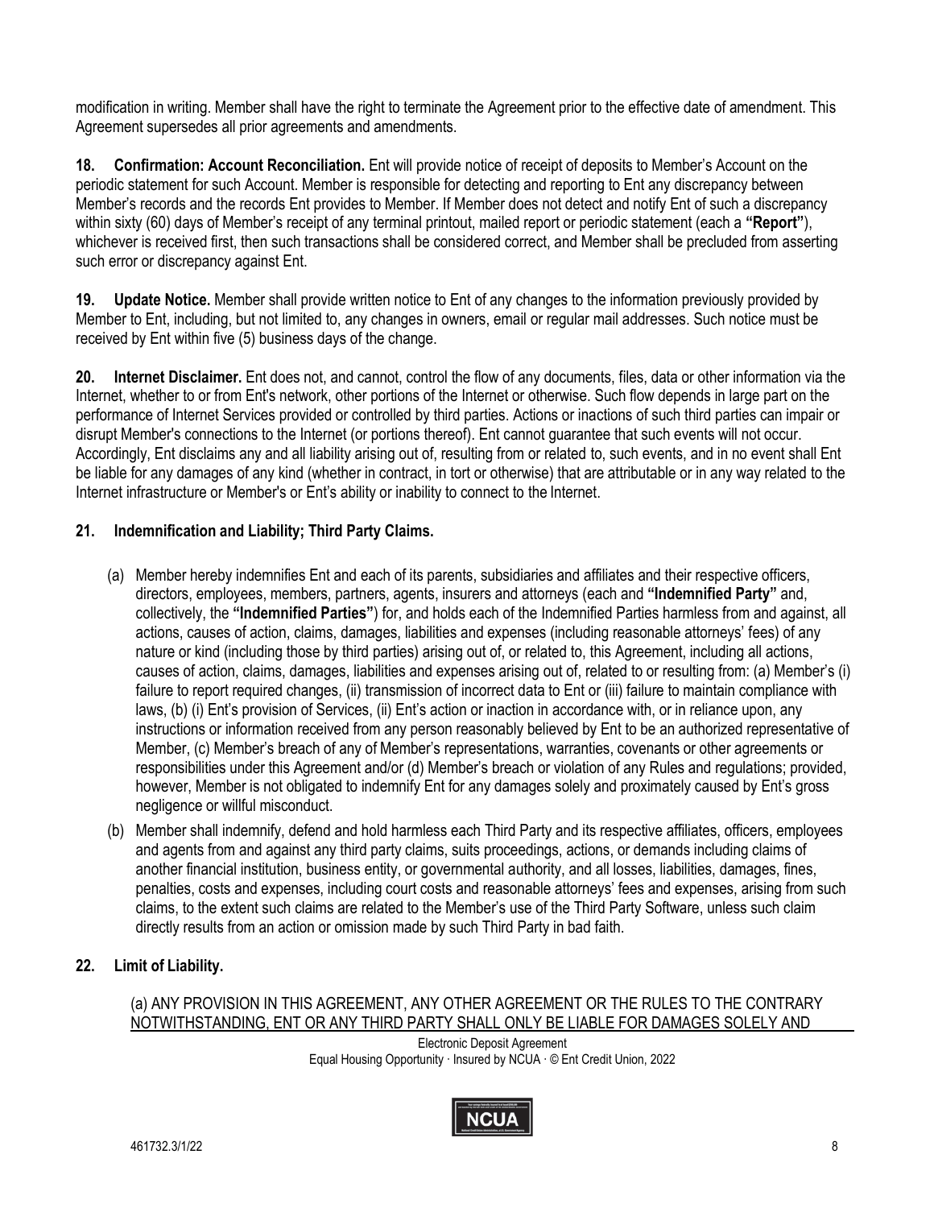modification in writing. Member shall have the right to terminate the Agreement prior to the effective date of amendment. This Agreement supersedes all prior agreements and amendments.

**18. Confirmation: Account Reconciliation.** Ent will provide notice of receipt of deposits to Member's Account on the periodic statement for such Account. Member is responsible for detecting and reporting to Ent any discrepancy between Member's records and the records Ent provides to Member. If Member does not detect and notify Ent of such a discrepancy within sixty (60) days of Member's receipt of any terminal printout, mailed report or periodic statement (each a **"Report"**), whichever is received first, then such transactions shall be considered correct, and Member shall be precluded from asserting such error or discrepancy against Ent.

**19. Update Notice.** Member shall provide written notice to Ent of any changes to the information previously provided by Member to Ent, including, but not limited to, any changes in owners, email or regular mail addresses. Such notice must be received by Ent within five (5) business days of the change.

**20. Internet Disclaimer.** Ent does not, and cannot, control the flow of any documents, files, data or other information via the Internet, whether to or from Ent's network, other portions of the Internet or otherwise. Such flow depends in large part on the performance of Internet Services provided or controlled by third parties. Actions or inactions of such third parties can impair or disrupt Member's connections to the Internet (or portions thereof). Ent cannot guarantee that such events will not occur. Accordingly, Ent disclaims any and all liability arising out of, resulting from or related to, such events, and in no event shall Ent be liable for any damages of any kind (whether in contract, in tort or otherwise) that are attributable or in any way related to the Internet infrastructure or Member's or Ent's ability or inability to connect to the Internet.

**21. Indemnification and Liability; Third Party Claims.**

(a) Member hereby indemnifies Ent and each of its parents, subsidiaries and affiliates and their respective officers, directors, employees, members, partners, agents, insurers and attorneys (each and **"Indemnified Party"** and, collectively, the **"Indemnified Parties"**) for, and holds each of the Indemnified Parties harmless from and against, all actions, causes of action, claims, damages, liabilities and expenses (including reasonable attorneys' fees) of any nature or kind (including those by third parties) arising out of, or related to, this Agreement, including all actions, causes of action, claims, damages, liabilities and expenses arising out of, related to or resulting from: (a) Member's (i) failure to report required changes, (ii) transmission of incorrect data to Ent or (iii) failure to maintain compliance with laws, (b) (i) Ent's provision of Services, (ii) Ent's action or inaction in accordance with, or in reliance upon, any instructions or information received from any person reasonably believed by Ent to be an authorized representative of Member, (c) Member's breach of any of Member's representations, warranties, covenants or other agreements or responsibilities under this Agreement and/or (d) Member's breach or violation of any Rules and regulations; provided, however, Member is not obligated to indemnify Ent for any damages solely and proximately caused by Ent's gross negligence or willful misconduct.

(b) Member shall indemnify, defend and hold harmless each Third Party and its respective affiliates, officers, employees and agents from and against any third party claims, suits proceedings, actions, or demands including claims of another financial institution, business entity, or governmental authority, and all losses, liabilities, damages, fines, penalties, costs and expenses, including court costs and reasonable attorneys' fees and expenses, arising from such claims, to the extent such claims are related to the Member's use of the Third Party Software, unless such claim directly results from an action or omission made by such Third Party in bad faith.

**22. Limit of Liability.**

<u>(a) ANY PROVISION IN THIS AGREEMENT, ANY OTHER AGREEMENT OR THE RULES TO THE CONTRARY NOTWITHSTANDING, ENT OR ANY THIRD PARTY SHALL ONLY BE LIABLE FOR DAMAGES SOLELY AND</u>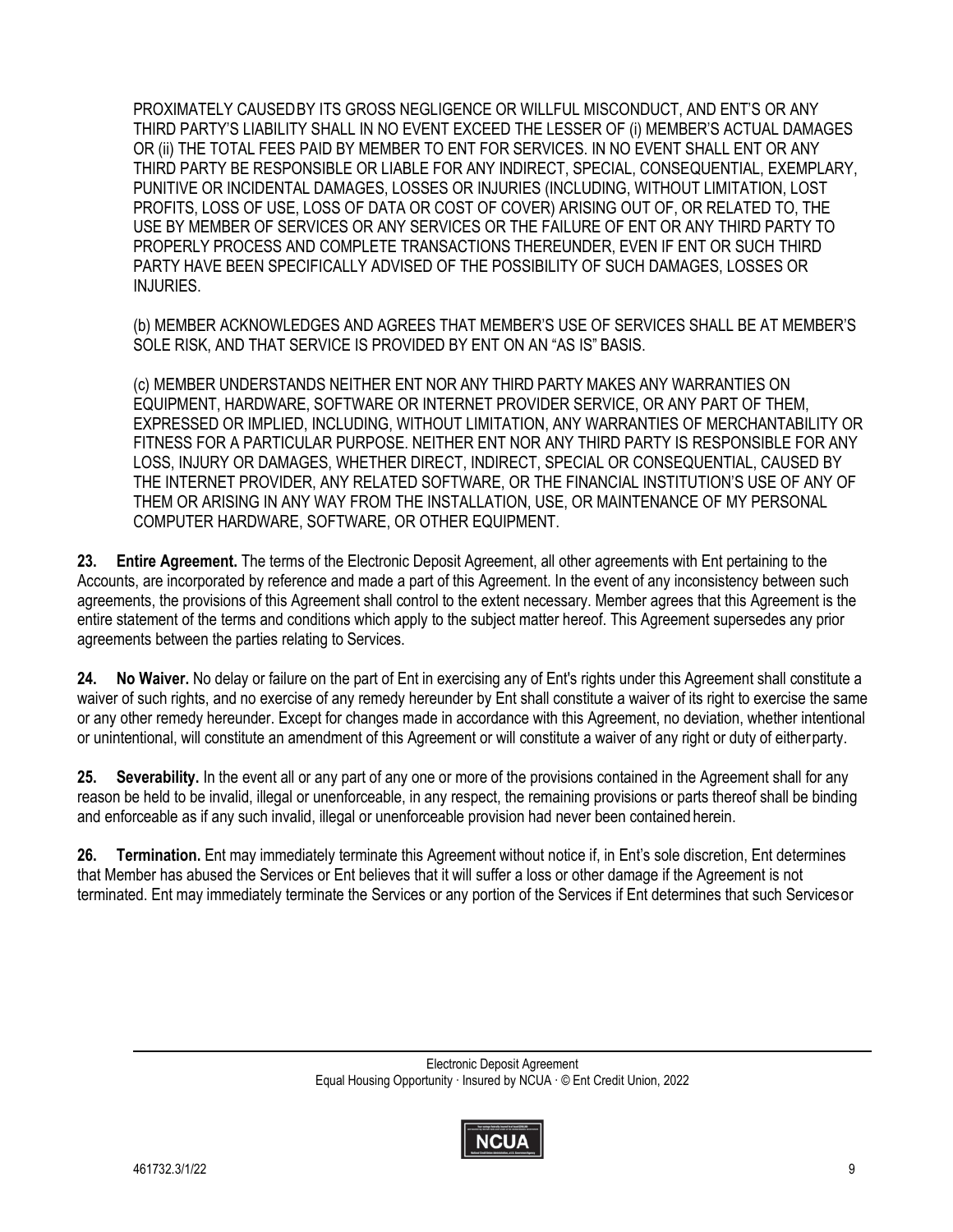PROXIMATELY CAUSED BY ITS GROSS NEGLIGENCE OR WILLFUL MISCONDUCT, AND ENT'S OR ANY THIRD PARTY'S LIABILITY SHALL IN NO EVENT EXCEED THE LESSER OF (i) MEMBER'S ACTUAL DAMAGES OR (ii) THE TOTAL FEES PAID BY MEMBER TO ENT FOR SERVICES. IN NO EVENT SHALL ENT OR ANY THIRD PARTY BE RESPONSIBLE OR LIABLE FOR ANY INDIRECT, SPECIAL, CONSEQUENTIAL, EXEMPLARY, PUNITIVE OR INCIDENTAL DAMAGES, LOSSES OR INJURIES (INCLUDING, WITHOUT LIMITATION, LOST PROFITS, LOSS OF USE, LOSS OF DATA OR COST OF COVER) ARISING OUT OF, OR RELATED TO, THE USE BY MEMBER OF SERVICES OR ANY SERVICES OR THE FAILURE OF ENT OR ANY THIRD PARTY TO PROPERLY PROCESS AND COMPLETE TRANSACTIONS THEREUNDER, EVEN IF ENT OR SUCH THIRD PARTY HAVE BEEN SPECIFICALLY ADVISED OF THE POSSIBILITY OF SUCH DAMAGES, LOSSES OR INJURIES.

(b) MEMBER ACKNOWLEDGES AND AGREES THAT MEMBER'S USE OF SERVICES SHALL BE AT MEMBER'S SOLE RISK, AND THAT SERVICE IS PROVIDED BY ENT ON AN "AS IS" BASIS.

(c) MEMBER UNDERSTANDS NEITHER ENT NOR ANY THIRD PARTY MAKES ANY WARRANTIES ON EQUIPMENT, HARDWARE, SOFTWARE OR INTERNET PROVIDER SERVICE, OR ANY PART OF THEM, EXPRESSED OR IMPLIED, INCLUDING, WITHOUT LIMITATION, ANY WARRANTIES OF MERCHANTABILITY OR FITNESS FOR A PARTICULAR PURPOSE. NEITHER ENT NOR ANY THIRD PARTY IS RESPONSIBLE FOR ANY LOSS, INJURY OR DAMAGES, WHETHER DIRECT, INDIRECT, SPECIAL OR CONSEQUENTIAL, CAUSED BY THE INTERNET PROVIDER, ANY RELATED SOFTWARE, OR THE FINANCIAL INSTITUTION'S USE OF ANY OF THEM OR ARISING IN ANY WAY FROM THE INSTALLATION, USE, OR MAINTENANCE OF MY PERSONAL COMPUTER HARDWARE, SOFTWARE, OR OTHER EQUIPMENT.

**23. Entire Agreement.** The terms of the Electronic Deposit Agreement, all other agreements with Ent pertaining to the Accounts, are incorporated by reference and made a part of this Agreement. In the event of any inconsistency between such agreements, the provisions of this Agreement shall control to the extent necessary. Member agrees that this Agreement is the entire statement of the terms and conditions which apply to the subject matter hereof. This Agreement supersedes any prior agreements between the parties relating to Services.

**24. No Waiver.** No delay or failure on the part of Ent in exercising any of Ent's rights under this Agreement shall constitute a waiver of such rights, and no exercise of any remedy hereunder by Ent shall constitute a waiver of its right to exercise the same or any other remedy hereunder. Except for changes made in accordance with this Agreement, no deviation, whether intentional or unintentional, will constitute an amendment of this Agreement or will constitute a waiver of any right or duty of either party.

**25. Severability.** In the event all or any part of any one or more of the provisions contained in the Agreement shall for any reason be held to be invalid, illegal or unenforceable, in any respect, the remaining provisions or parts thereof shall be binding and enforceable as if any such invalid, illegal or unenforceable provision had never been contained herein.

**26. Termination.** Ent may immediately terminate this Agreement without notice if, in Ent's sole discretion, Ent determines that Member has abused the Services or Ent believes that it will suffer a loss or other damage if the Agreement is not terminated. Ent may immediately terminate the Services or any portion of the Services if Ent determines that such Services or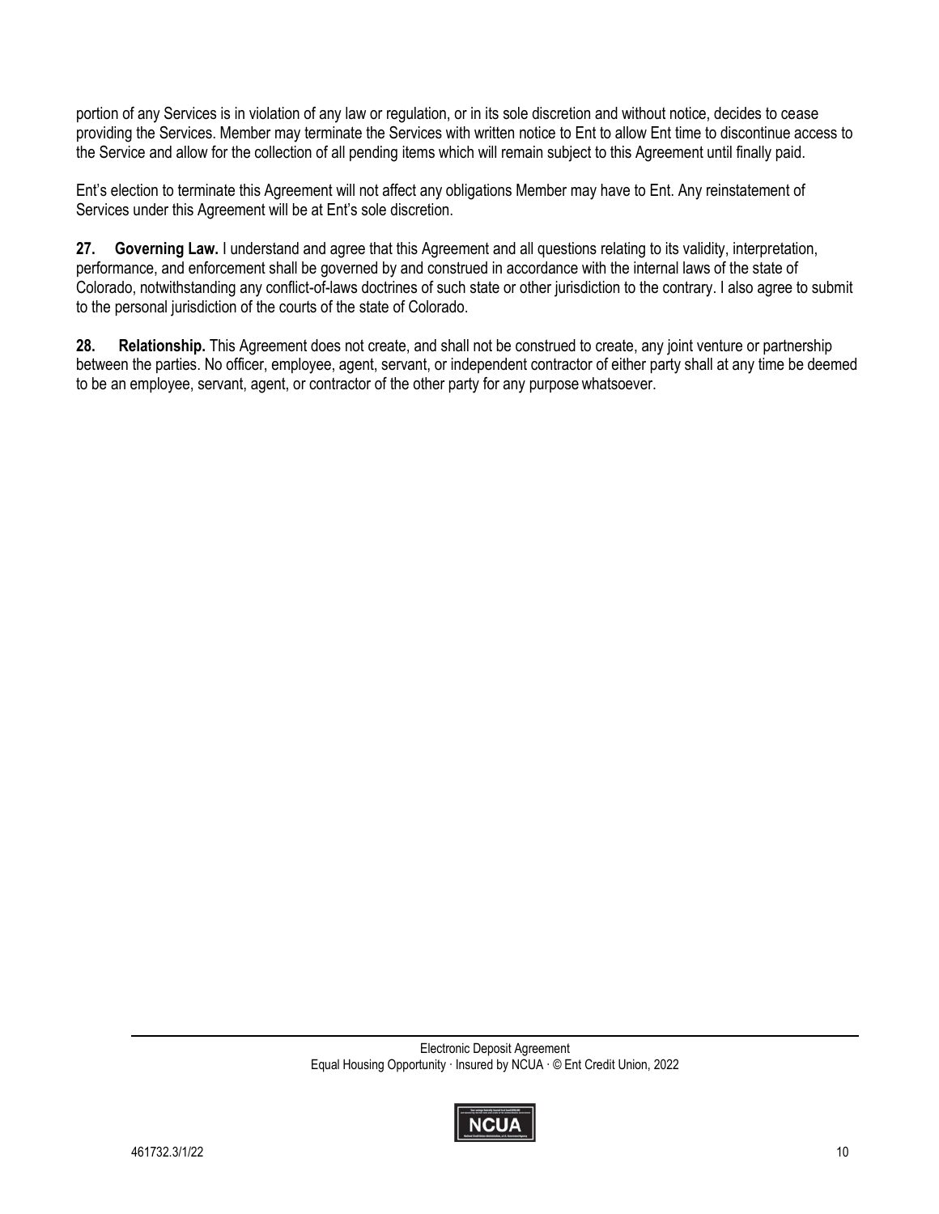portion of any Services is in violation of any law or regulation, or in its sole discretion and without notice, decides to cease providing the Services. Member may terminate the Services with written notice to Ent to allow Ent time to discontinue access to the Service and allow for the collection of all pending items which will remain subject to this Agreement until finally paid.

Ent's election to terminate this Agreement will not affect any obligations Member may have to Ent. Any reinstatement of Services under this Agreement will be at Ent's sole discretion.

**27. Governing Law.** I understand and agree that this Agreement and all questions relating to its validity, interpretation, performance, and enforcement shall be governed by and construed in accordance with the internal laws of the state of Colorado, notwithstanding any conflict-of-laws doctrines of such state or other jurisdiction to the contrary. I also agree to submit to the personal jurisdiction of the courts of the state of Colorado.

**28. Relationship.** This Agreement does not create, and shall not be construed to create, any joint venture or partnership between the parties. No officer, employee, agent, servant, or independent contractor of either party shall at any time be deemed to be an employee, servant, agent, or contractor of the other party for any purpose whatsoever.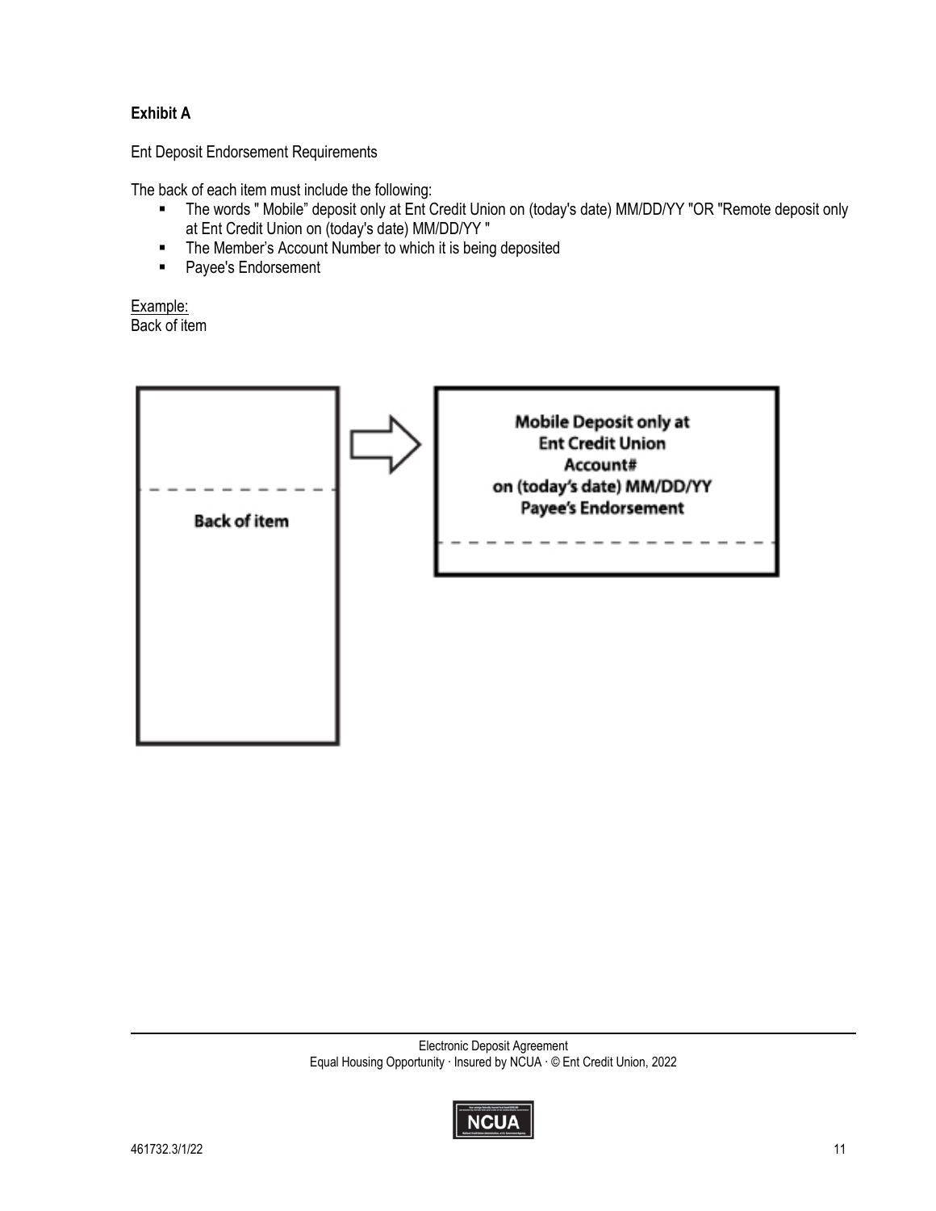**Exhibit A**

Ent Deposit Endorsement Requirements

The back of each item must include the following:

- The words " Mobile" deposit only at Ent Credit Union on (today's date) MM/DD/YY "OR "Remote deposit only at Ent Credit Union on (today's date) MM/DD/YY "
- The Member's Account Number to which it is being deposited
- Payee's Endorsement

Example:
Back of item

Back of item

Mobile Deposit only at
Ent Credit Union
Account#
on (today's date) MM/DD/YY
Payee's Endorsement

Electronic Deposit Agreement
Equal Housing Opportunity · Insured by NCUA · © Ent Credit Union, 2022

461732.3/1/22